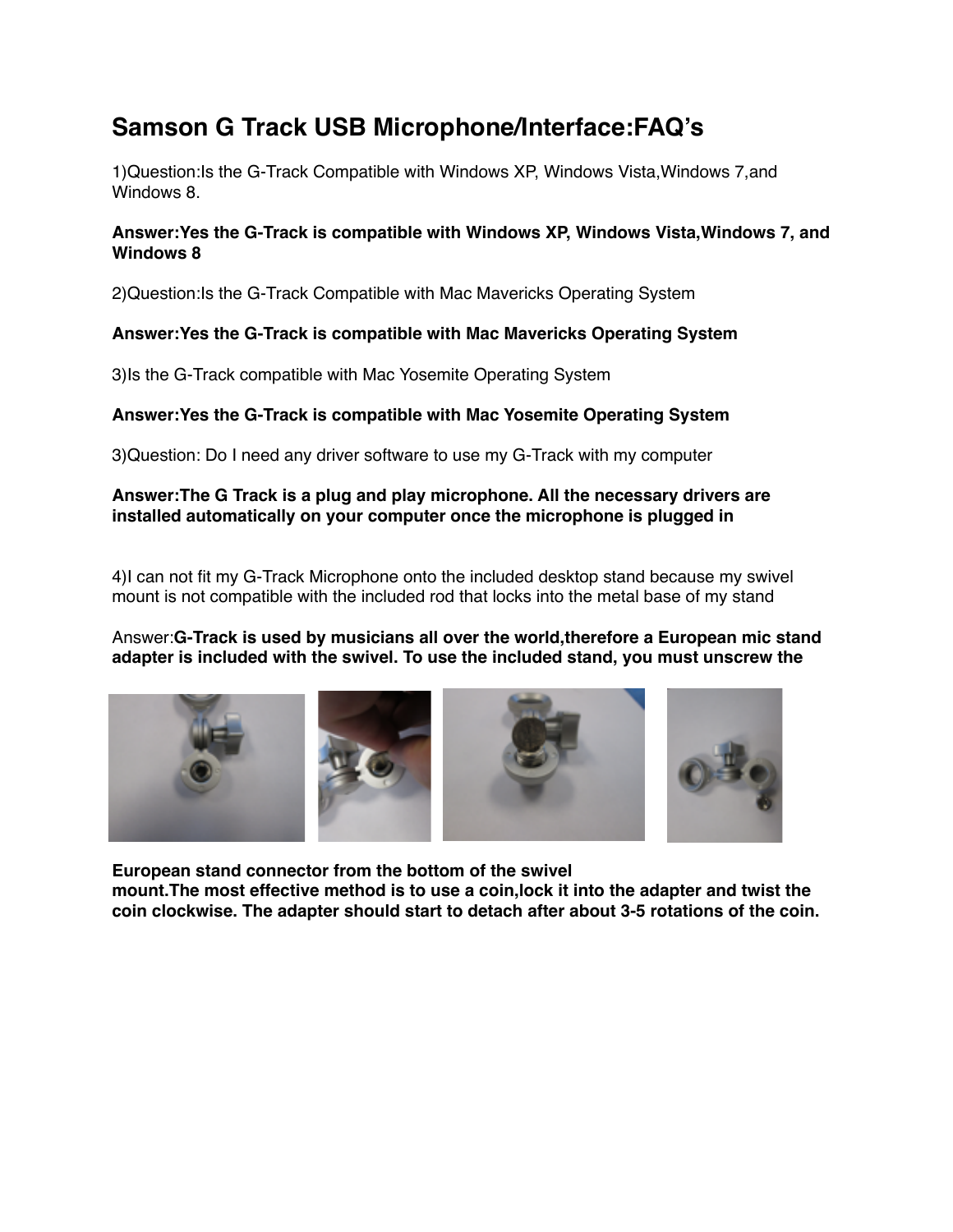# Samson G Track USB Microphone/Interface:FAQ's

1)Question:Is the G-Track Compatible with Windows XP, Windows Vista,Windows 7,and Windows 8.

**Answer:Yes the G-Track is compatible with Windows XP, Windows Vista,Windows 7, and Windows 8**

2)Question:Is the G-Track Compatible with Mac Mavericks Operating System

**Answer:Yes the G-Track is compatible with Mac Mavericks Operating System**

3)Is the G-Track compatible with Mac Yosemite Operating System

**Answer:Yes the G-Track is compatible with Mac Yosemite Operating System**

3)Question: Do I need any driver software to use my G-Track with my computer

**Answer:The G Track is a plug and play microphone. All the necessary drivers are installed automatically on your computer once the microphone is plugged in**

4)I can not fit my G-Track Microphone onto the included desktop stand because my swivel mount is not compatible with the included rod that locks into the metal base of my stand

Answer:**G-Track is used by musicians all over the world,therefore a European mic stand adapter is included with the swivel. To use the included stand, you must unscrew the European stand connector from the bottom of the swivel mount.The most effective method is to use a coin,lock it into the adapter and twist the coin clockwise. The adapter should start to detach after about 3-5 rotations of the coin.**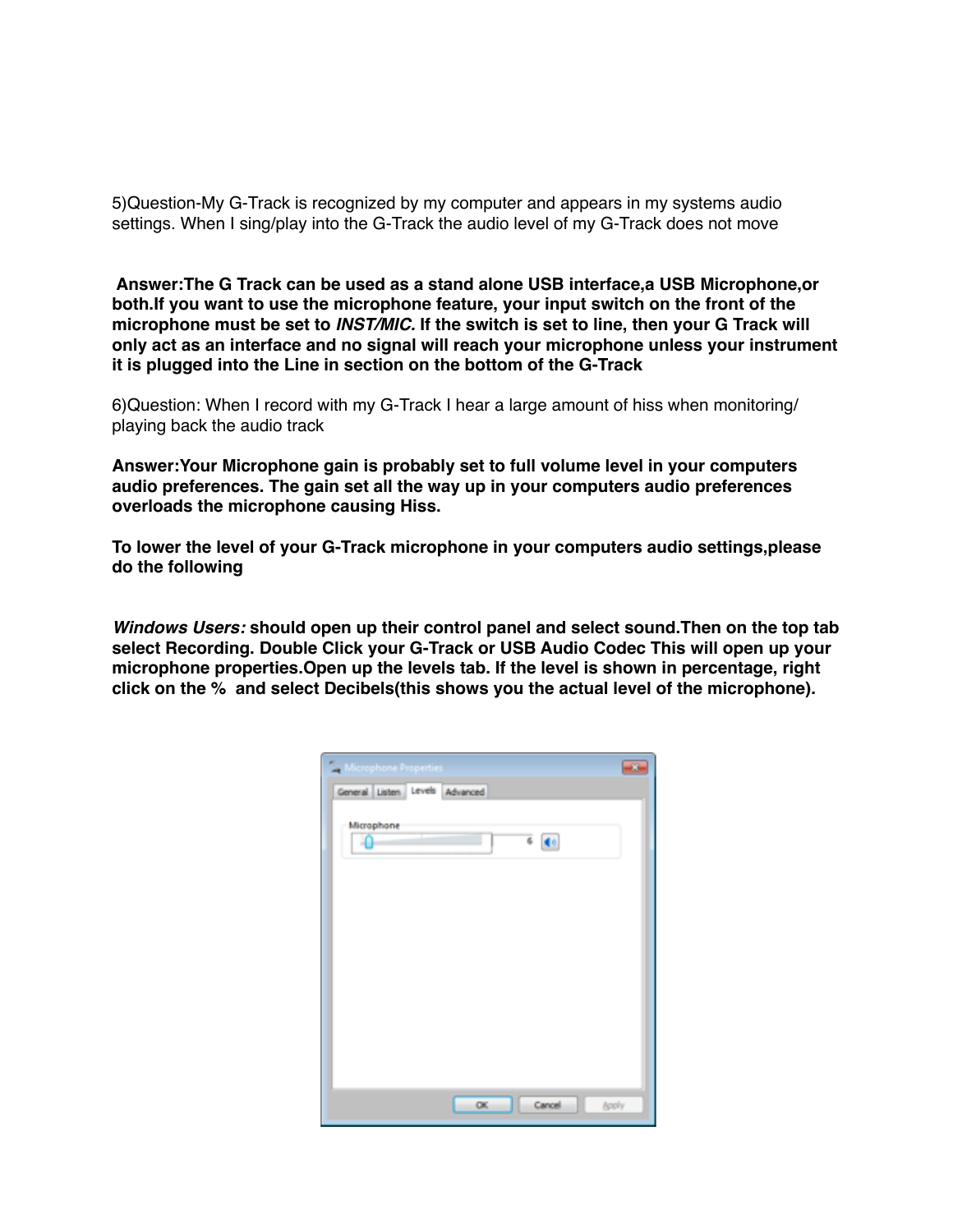5)Question-My G-Track is recognized by my computer and appears in my systems audio settings. When I sing/play into the G-Track the audio level of my G-Track does not move

**Answer:The G Track can be used as a stand alone USB interface,a USB Microphone,or both.If you want to use the microphone feature, your input switch on the front of the microphone must be set to *INST/MIC.* If the switch is set to line, then your G Track will only act as an interface and no signal will reach your microphone unless your instrument it is plugged into the Line in section on the bottom of the G-Track**

6)Question: When I record with my G-Track I hear a large amount of hiss when monitoring/ playing back the audio track

**Answer:Your Microphone gain is probably set to full volume level in your computers audio preferences. The gain set all the way up in your computers audio preferences overloads the microphone causing Hiss.**

**To lower the level of your G-Track microphone in your computers audio settings,please do the following**

***Windows Users:*** **should open up their control panel and select sound.Then on the top tab select Recording. Double Click your G-Track or USB Audio Codec This will open up your microphone properties.Open up the levels tab. If the level is shown in percentage, right click on the % and select Decibels(this shows you the actual level of the microphone).**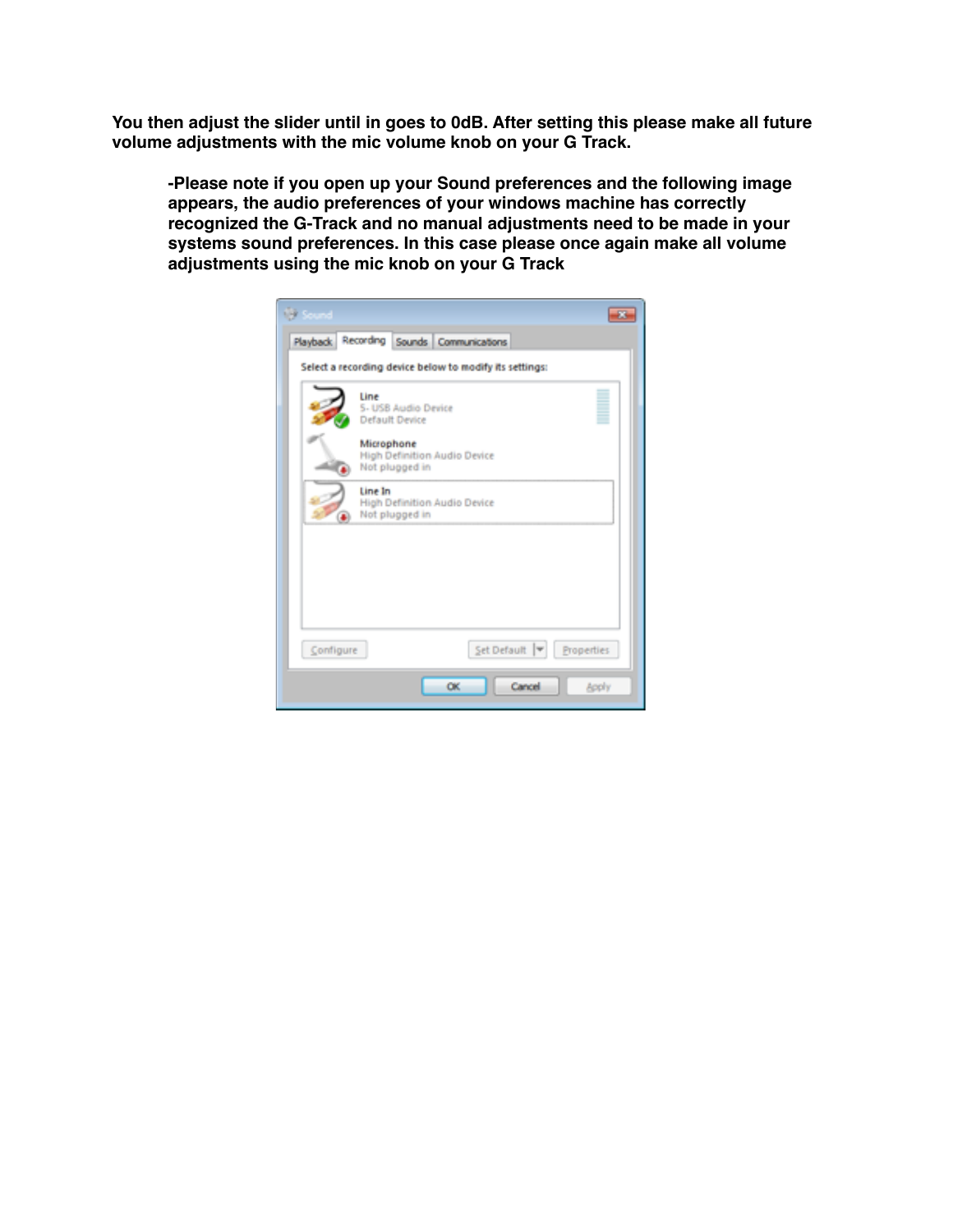**You then adjust the slider until in goes to 0dB. After setting this please make all future volume adjustments with the mic volume knob on your G Track.**

> **-Please note if you open up your Sound preferences and the following image appears, the audio preferences of your windows machine has correctly recognized the G-Track and no manual adjustments need to be made in your systems sound preferences. In this case please once again make all volume adjustments using the mic knob on your G Track**